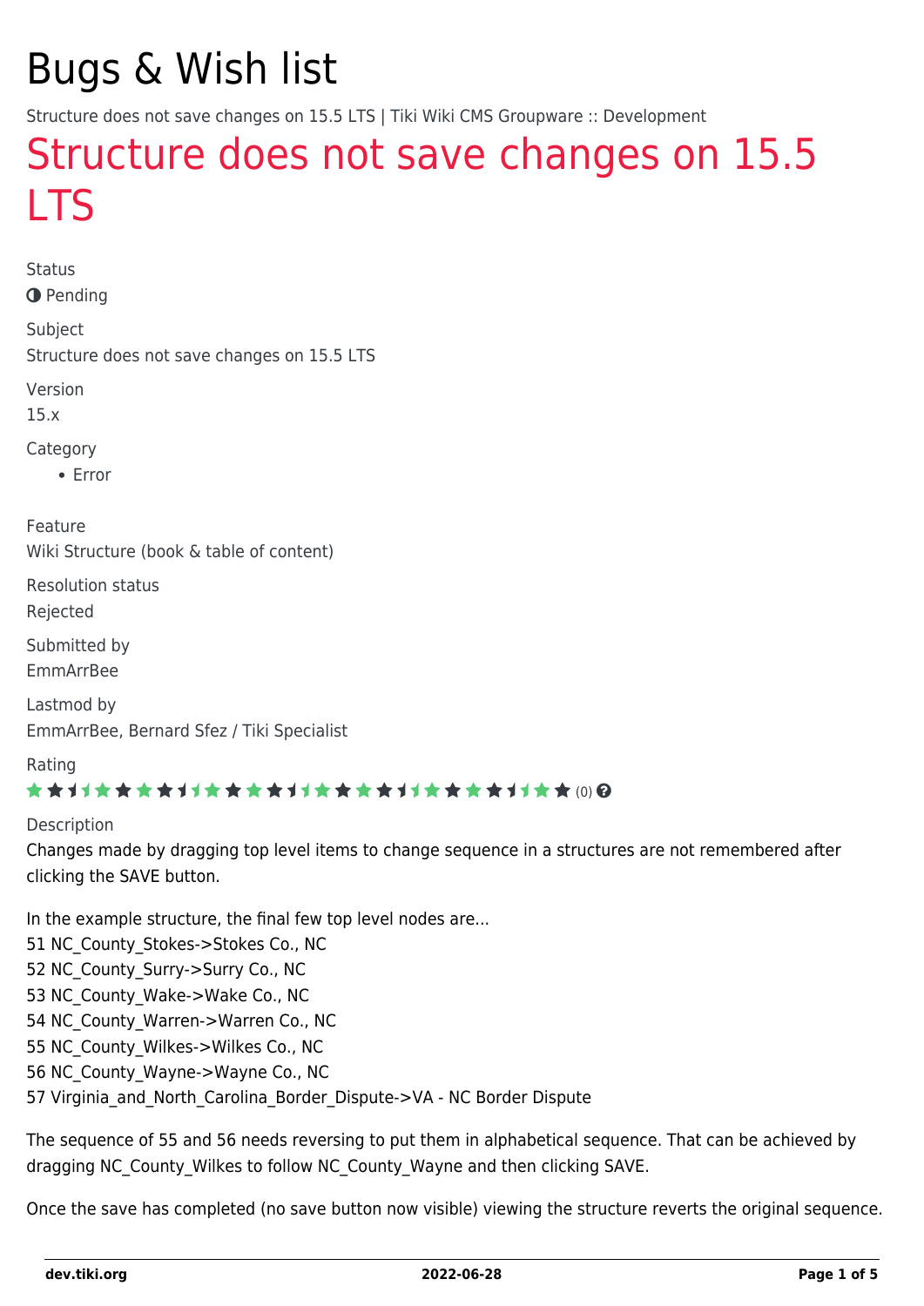# Bugs & Wish list

Structure does not save changes on 15.5 LTS | Tiki Wiki CMS Groupware :: Development

## Structure does not save changes on 15.5 LTS

Status

◑ Pending

Subject

Structure does not save changes on 15.5 LTS

Version

15.x

Category

- Error

Feature

Wiki Structure (book & table of content)

Resolution status

Rejected

Submitted by

EmmArrBee

Lastmod by

EmmArrBee, Bernard Sfez / Tiki Specialist

Rating

(0)

Description

Changes made by dragging top level items to change sequence in a structures are not remembered after clicking the SAVE button.

In the example structure, the final few top level nodes are...
51 NC_County_Stokes->Stokes Co., NC
52 NC_County_Surry->Surry Co., NC
53 NC_County_Wake->Wake Co., NC
54 NC_County_Warren->Warren Co., NC
55 NC_County_Wilkes->Wilkes Co., NC
56 NC_County_Wayne->Wayne Co., NC
57 Virginia_and_North_Carolina_Border_Dispute->VA - NC Border Dispute

The sequence of 55 and 56 needs reversing to put them in alphabetical sequence. That can be achieved by dragging NC_County_Wilkes to follow NC_County_Wayne and then clicking SAVE.

Once the save has completed (no save button now visible) viewing the structure reverts the original sequence.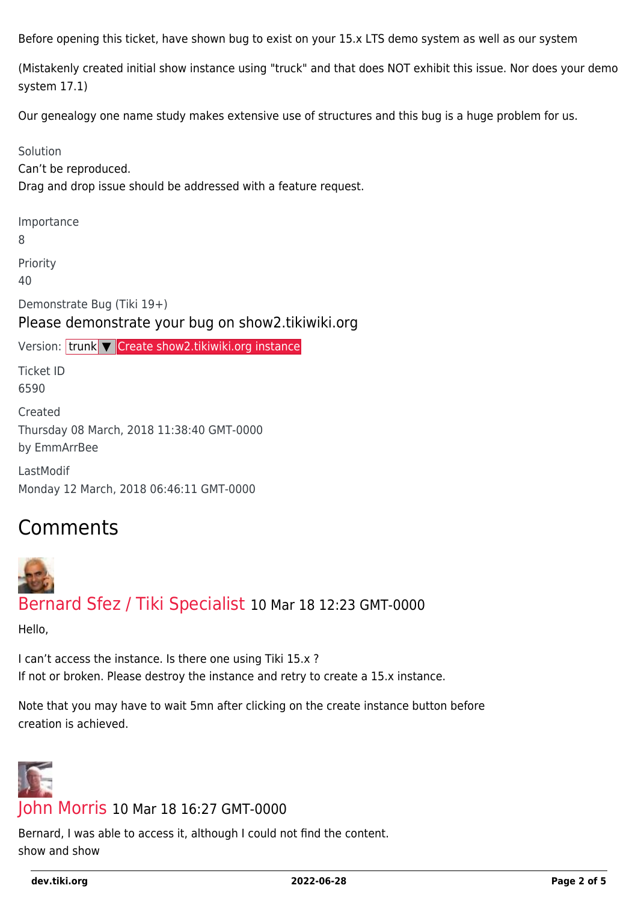Before opening this ticket, have shown bug to exist on your 15.x LTS demo system as well as our system

(Mistakenly created initial show instance using "truck" and that does NOT exhibit this issue. Nor does your demo system 17.1)

Our genealogy one name study makes extensive use of structures and this bug is a huge problem for us.

Solution

Can't be reproduced.
Drag and drop issue should be addressed with a feature request.

Importance

8

Priority

40

Demonstrate Bug (Tiki 19+)

Please demonstrate your bug on show2.tikiwiki.org

Version: trunk ▼ Create show2.tikiwiki.org instance

Ticket ID

6590

Created

Thursday 08 March, 2018 11:38:40 GMT-0000
by EmmArrBee

LastModif

Monday 12 March, 2018 06:46:11 GMT-0000

## Comments

### Bernard Sfez / Tiki Specialist 10 Mar 18 12:23 GMT-0000

Hello,

I can't access the instance. Is there one using Tiki 15.x ?
If not or broken. Please destroy the instance and retry to create a 15.x instance.

Note that you may have to wait 5mn after clicking on the create instance button before creation is achieved.

### John Morris 10 Mar 18 16:27 GMT-0000

Bernard, I was able to access it, although I could not find the content.
show and show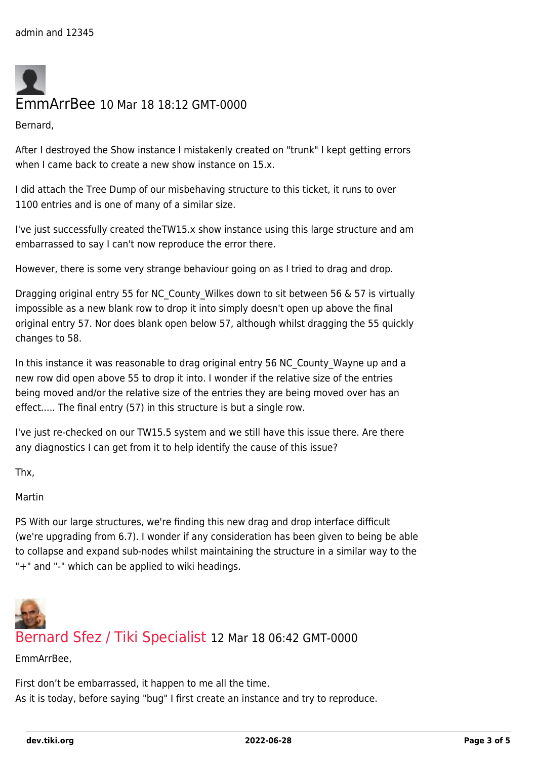admin and 12345

### EmmArrBee 10 Mar 18 18:12 GMT-0000

Bernard,

After I destroyed the Show instance I mistakenly created on "trunk" I kept getting errors when I came back to create a new show instance on 15.x.

I did attach the Tree Dump of our misbehaving structure to this ticket, it runs to over 1100 entries and is one of many of a similar size.

I've just successfully created theTW15.x show instance using this large structure and am embarrassed to say I can't now reproduce the error there.

However, there is some very strange behaviour going on as I tried to drag and drop.

Dragging original entry 55 for NC_County_Wilkes down to sit between 56 & 57 is virtually impossible as a new blank row to drop it into simply doesn't open up above the final original entry 57. Nor does blank open below 57, although whilst dragging the 55 quickly changes to 58.

In this instance it was reasonable to drag original entry 56 NC_County_Wayne up and a new row did open above 55 to drop it into. I wonder if the relative size of the entries being moved and/or the relative size of the entries they are being moved over has an effect..... The final entry (57) in this structure is but a single row.

I've just re-checked on our TW15.5 system and we still have this issue there. Are there any diagnostics I can get from it to help identify the cause of this issue?

Thx,

Martin

PS With our large structures, we're finding this new drag and drop interface difficult (we're upgrading from 6.7). I wonder if any consideration has been given to being be able to collapse and expand sub-nodes whilst maintaining the structure in a similar way to the "+" and "-" which can be applied to wiki headings.

### Bernard Sfez / Tiki Specialist 12 Mar 18 06:42 GMT-0000

EmmArrBee,

First don't be embarrassed, it happen to me all the time.
As it is today, before saying "bug" I first create an instance and try to reproduce.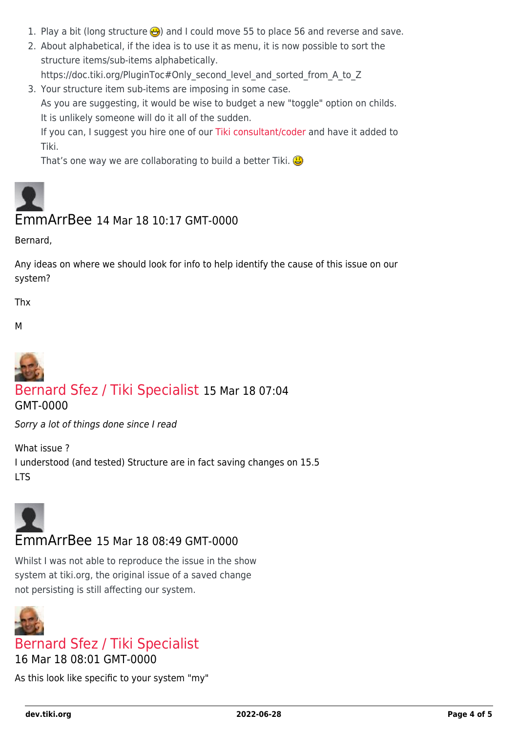1. Play a bit (long structure 😀) and I could move 55 to place 56 and reverse and save.
2. About alphabetical, if the idea is to use it as menu, it is now possible to sort the structure items/sub-items alphabetically.
   https://doc.tiki.org/PluginToc#Only_second_level_and_sorted_from_A_to_Z
3. Your structure item sub-items are imposing in some case.
   As you are suggesting, it would be wise to budget a new "toggle" option on childs.
   It is unlikely someone will do it all of the sudden.
   If you can, I suggest you hire one of our Tiki consultant/coder and have it added to Tiki.
   That's one way we are collaborating to build a better Tiki. 😃

## EmmArrBee 14 Mar 18 10:17 GMT-0000

Bernard,

Any ideas on where we should look for info to help identify the cause of this issue on our system?

Thx

M

## Bernard Sfez / Tiki Specialist 15 Mar 18 07:04 GMT-0000

*Sorry a lot of things done since I read*

What issue ?
I understood (and tested) Structure are in fact saving changes on 15.5 LTS

## EmmArrBee 15 Mar 18 08:49 GMT-0000

Whilst I was not able to reproduce the issue in the show system at tiki.org, the original issue of a saved change not persisting is still affecting our system.

## Bernard Sfez / Tiki Specialist 16 Mar 18 08:01 GMT-0000

As this look like specific to your system "my"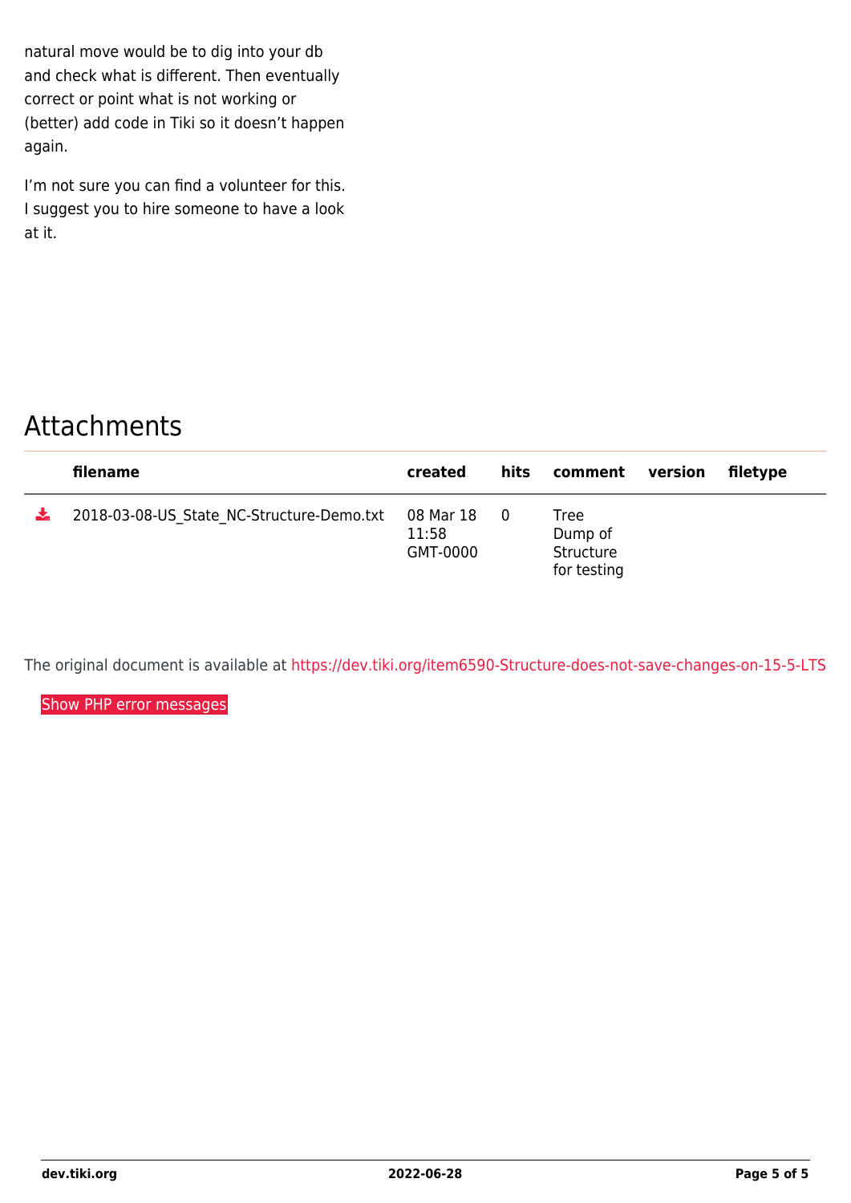natural move would be to dig into your db and check what is different. Then eventually correct or point what is not working or (better) add code in Tiki so it doesn't happen again.

I'm not sure you can find a volunteer for this. I suggest you to hire someone to have a look at it.

## Attachments

| | filename | created | hits | comment | version | filetype |
|---|---|---|---|---|---|---|
| | 2018-03-08-US_State_NC-Structure-Demo.txt | 08 Mar 18 11:58 GMT-0000 | 0 | Tree Dump of Structure for testing | | |

The original document is available at https://dev.tiki.org/item6590-Structure-does-not-save-changes-on-15-5-LTS

Show PHP error messages